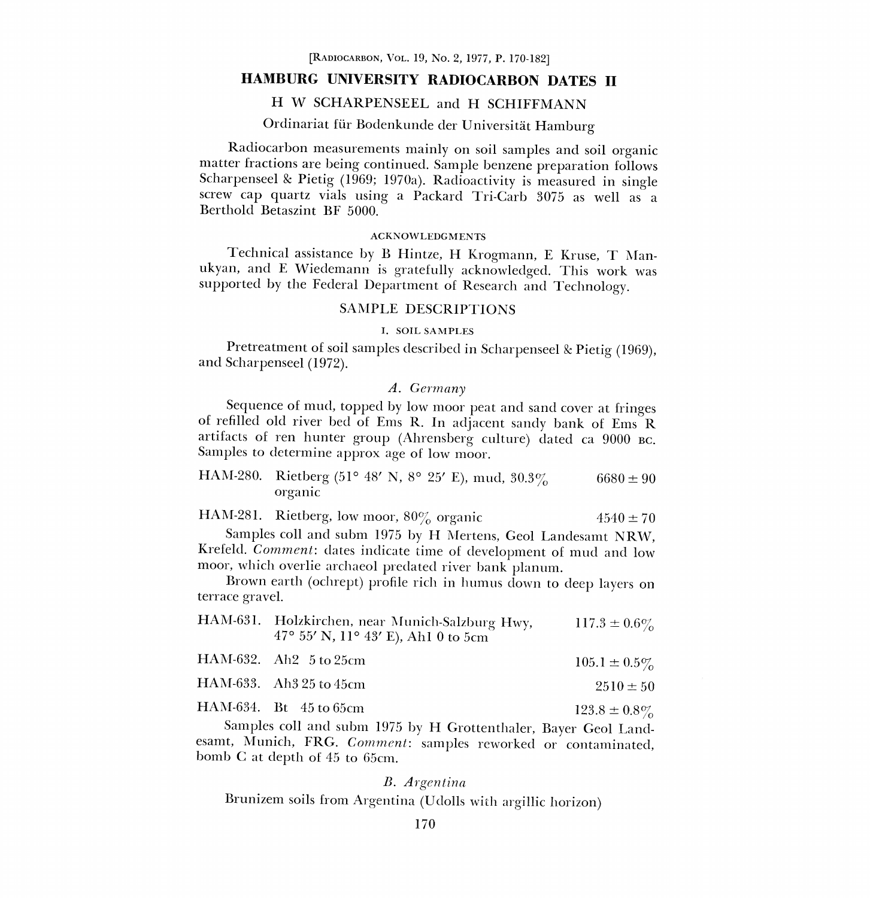[RADIOCARBON, VOL. 19, NO. 2, 1977, P. 170-182]

# HAMBURG UNIVERSITY RADIOCARBON DATES II

H W SCHARPENSEEL and H SCHIFFMANN

Ordinariat für Bodenkunde der Universität Hamburg

Radiocarbon measurements mainly on soil samples and soil organic matter fractions are being continued. Sample benzene preparation follows Scharpenseel & Pietig (1969; 1970a). Radioactivity is measured in single screw cap quartz vials using a Packard Tri-Carb 3075 as well as a Berthold Betaszint BF 5000.

### ACKNOWLEDGMENTS

Technical assistance by B Hintze, H Krogmann, E Kruse, T Manukyan, and E Wiedemann is gratefully acknowledged. This work was supported by the Federal Department of Research and Technology.

## SAMPLE DESCRIPTIONS

### I. SOIL SAMPLES

Pretreatment of soil samples described in Scharpenseel & Pietig (1969), and Scharpenseel (1972).

### *A. Germany*

Sequence of mud, topped by low moor peat and sand cover at fringes of refilled old river bed of Ems R. In adjacent sandy bank of Ems R artifacts of ren hunter group (Ahrensberg culture) dated ca 9000 BC. Samples to determine approx age of low moor.

HAM-280. Rietberg (51° 48′ N, 8° 25′ E), mud, 30.3% organic — 6680 ± 90

HAM-281. Rietberg, low moor, 80% organic — 4540 ± 70

Samples coll and subm 1975 by H Mertens, Geol Landesamt NRW, Krefeld. *Comment*: dates indicate time of development of mud and low moor, which overlie archaeol predated river bank planum.

Brown earth (ochrept) profile rich in humus down to deep layers on terrace gravel.

HAM-631. Holzkirchen, near Munich-Salzburg Hwy, 47° 55′ N, 11° 43′ E), Ah1 0 to 5cm — 117.3 ± 0.6%

HAM-632. Ah2 5 to 25cm — 105.1 ± 0.5%

HAM-633. Ah3 25 to 45cm — 2510 ± 50

HAM-634. Bt 45 to 65cm — 123.8 ± 0.8%

Samples coll and subm 1975 by H Grottenthaler, Bayer Geol Landesamt, Munich, FRG. *Comment*: samples reworked or contaminated, bomb C at depth of 45 to 65cm.

### *B. Argentina*

Brunizem soils from Argentina (Udolls with argillic horizon)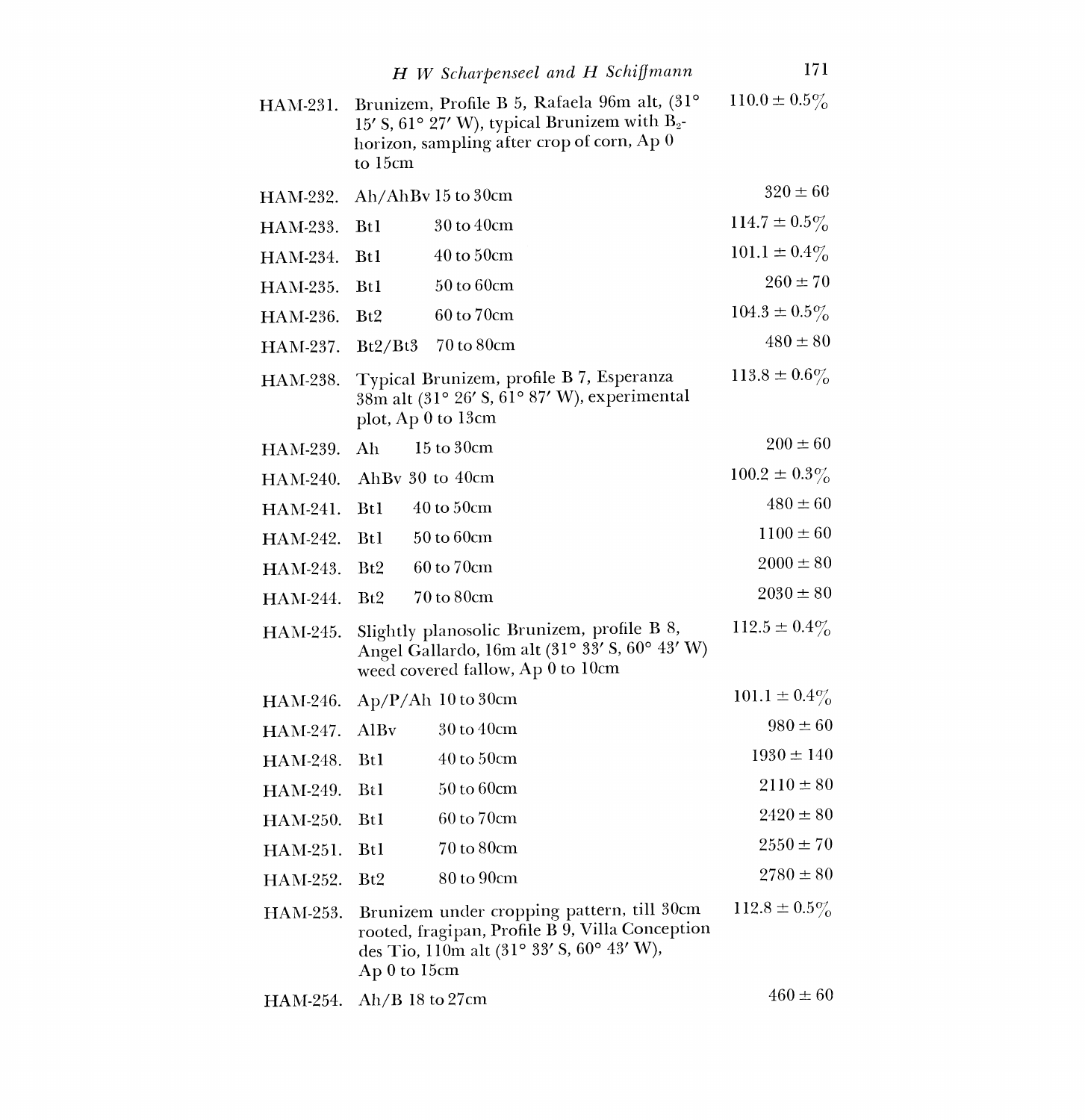HAM-231. Brunizem, Profile B 5, Rafaela 96m alt, (31° 15′ S, 61° 27′ W), typical Brunizem with $B_2$-horizon, sampling after crop of corn, Ap 0 to 15cm — 110.0 ± 0.5%

HAM-232. Ah/AhBv 15 to 30cm — 320 ± 60

HAM-233. Bt1 30 to 40cm — 114.7 ± 0.5%

HAM-234. Bt1 40 to 50cm — 101.1 ± 0.4%

HAM-235. Bt1 50 to 60cm — 260 ± 70

HAM-236. Bt2 60 to 70cm — 104.3 ± 0.5%

HAM-237. Bt2/Bt3 70 to 80cm — 480 ± 80

HAM-238. Typical Brunizem, profile B 7, Esperanza 38m alt (31° 26′ S, 61° 87′ W), experimental plot, Ap 0 to 13cm — 113.8 ± 0.6%

HAM-239. Ah 15 to 30cm — 200 ± 60

HAM-240. AhBv 30 to 40cm — 100.2 ± 0.3%

HAM-241. Bt1 40 to 50cm — 480 ± 60

HAM-242. Bt1 50 to 60cm — 1100 ± 60

HAM-243. Bt2 60 to 70cm — 2000 ± 80

HAM-244. Bt2 70 to 80cm — 2030 ± 80

HAM-245. Slightly planosolic Brunizem, profile B 8, Angel Gallardo, 16m alt (31° 33′ S, 60° 43′ W) weed covered fallow, Ap 0 to 10cm — 112.5 ± 0.4%

HAM-246. Ap/P/Ah 10 to 30cm — 101.1 ± 0.4%

HAM-247. AlBv 30 to 40cm — 980 ± 60

HAM-248. Bt1 40 to 50cm — 1930 ± 140

HAM-249. Bt1 50 to 60cm — 2110 ± 80

HAM-250. Bt1 60 to 70cm — 2420 ± 80

HAM-251. Bt1 70 to 80cm — 2550 ± 70

HAM-252. Bt2 80 to 90cm — 2780 ± 80

HAM-253. Brunizem under cropping pattern, till 30cm rooted, fragipan, Profile B 9, Villa Conception des Tio, 110m alt (31° 33′ S, 60° 43′ W), Ap 0 to 15cm — 112.8 ± 0.5%

HAM-254. Ah/B 18 to 27cm — 460 ± 60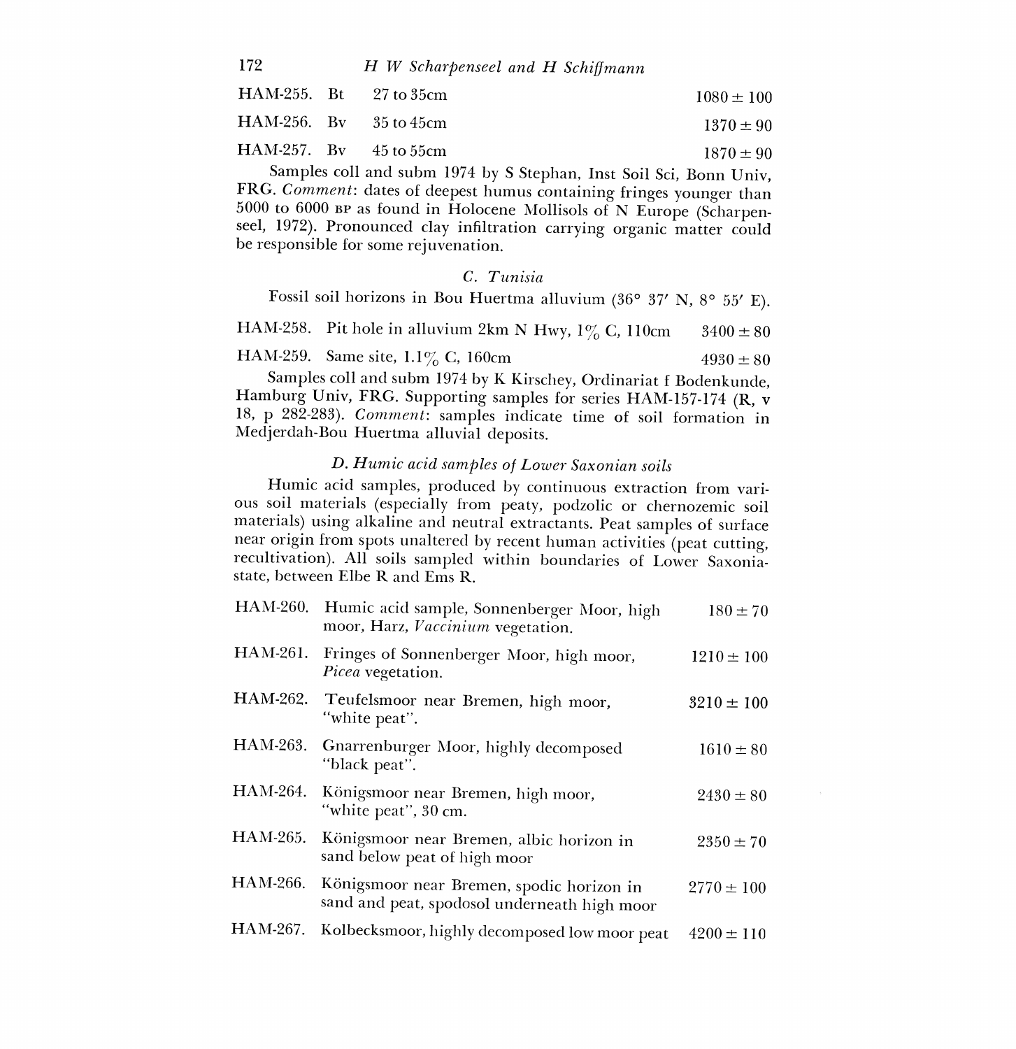HAM-255. Bt 27 to 35cm 1080 ± 100

HAM-256. Bv 35 to 45cm 1370 ± 90

HAM-257. Bv 45 to 55cm 1870 ± 90

Samples coll and subm 1974 by S Stephan, Inst Soil Sci, Bonn Univ, FRG. *Comment*: dates of deepest humus containing fringes younger than 5000 to 6000 BP as found in Holocene Mollisols of N Europe (Scharpenseel, 1972). Pronounced clay infiltration carrying organic matter could be responsible for some rejuvenation.

### *C. Tunisia*

Fossil soil horizons in Bou Huertma alluvium (36° 37′ N, 8° 55′ E).

HAM-258. Pit hole in alluvium 2km N Hwy, 1% C, 110cm 3400 ± 80

HAM-259. Same site, 1.1% C, 160cm 4930 ± 80

Samples coll and subm 1974 by K Kirschey, Ordinariat f Bodenkunde, Hamburg Univ, FRG. Supporting samples for series HAM-157-174 (R, v 18, p 282-283). *Comment*: samples indicate time of soil formation in Medjerdah-Bou Huertma alluvial deposits.

### *D. Humic acid samples of Lower Saxonian soils*

Humic acid samples, produced by continuous extraction from various soil materials (especially from peaty, podzolic or chernozemic soil materials) using alkaline and neutral extractants. Peat samples of surface near origin from spots unaltered by recent human activities (peat cutting, recultivation). All soils sampled within boundaries of Lower Saxonia-state, between Elbe R and Ems R.

HAM-260. Humic acid sample, Sonnenberger Moor, high moor, Harz, *Vaccinium* vegetation. 180 ± 70

HAM-261. Fringes of Sonnenberger Moor, high moor, *Picea* vegetation. 1210 ± 100

HAM-262. Teufelsmoor near Bremen, high moor, "white peat". 3210 ± 100

HAM-263. Gnarrenburger Moor, highly decomposed "black peat". 1610 ± 80

HAM-264. Königsmoor near Bremen, high moor, "white peat", 30 cm. 2430 ± 80

HAM-265. Königsmoor near Bremen, albic horizon in sand below peat of high moor 2350 ± 70

HAM-266. Königsmoor near Bremen, spodic horizon in sand and peat, spodosol underneath high moor 2770 ± 100

HAM-267. Kolbecksmoor, highly decomposed low moor peat 4200 ± 110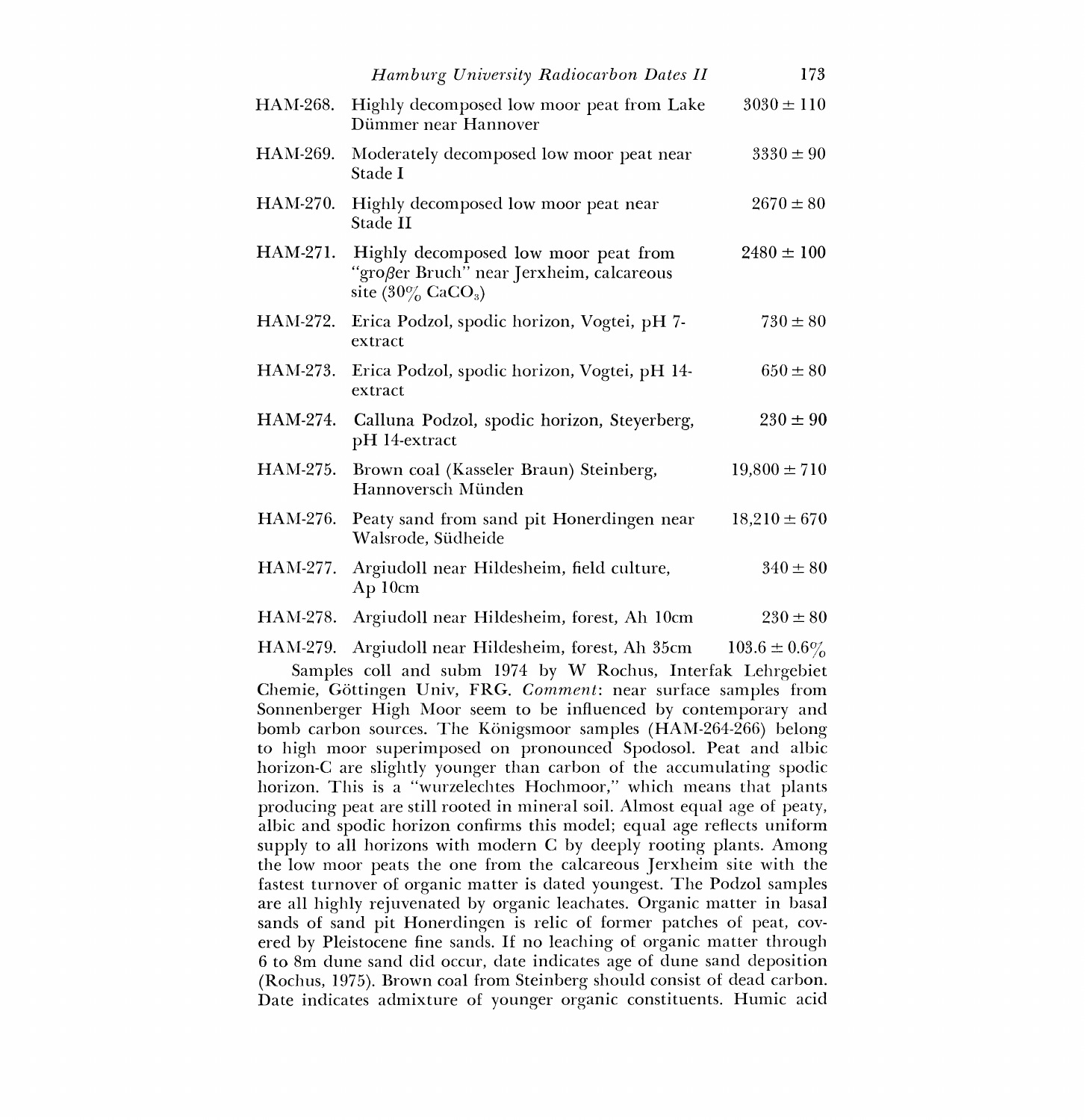| | | |
|---|---|---|
| HAM-268. | Highly decomposed low moor peat from Lake Dümmer near Hannover | 3030 ± 110 |
| HAM-269. | Moderately decomposed low moor peat near Stade I | 3330 ± 90 |
| HAM-270. | Highly decomposed low moor peat near Stade II | 2670 ± 80 |
| HAM-271. | Highly decomposed low moor peat from "großer Bruch" near Jerxheim, calcareous site (30% $CaCO_3$) | 2480 ± 100 |
| HAM-272. | Erica Podzol, spodic horizon, Vogtei, pH 7-extract | 730 ± 80 |
| HAM-273. | Erica Podzol, spodic horizon, Vogtei, pH 14-extract | 650 ± 80 |
| HAM-274. | Calluna Podzol, spodic horizon, Steyerberg, pH 14-extract | 230 ± 90 |
| HAM-275. | Brown coal (Kasseler Braun) Steinberg, Hannoversch Münden | 19,800 ± 710 |
| HAM-276. | Peaty sand from sand pit Honerdingen near Walsrode, Südheide | 18,210 ± 670 |
| HAM-277. | Argiudoll near Hildesheim, field culture, Ap 10cm | 340 ± 80 |
| HAM-278. | Argiudoll near Hildesheim, forest, Ah 10cm | 230 ± 80 |
| HAM-279. | Argiudoll near Hildesheim, forest, Ah 35cm | 103.6 ± 0.6% |

Samples coll and subm 1974 by W Rochus, Interfak Lehrgebiet Chemie, Göttingen Univ, FRG. *Comment*: near surface samples from Sonnenberger High Moor seem to be influenced by contemporary and bomb carbon sources. The Königsmoor samples (HAM-264-266) belong to high moor superimposed on pronounced Spodosol. Peat and albic horizon-C are slightly younger than carbon of the accumulating spodic horizon. This is a "wurzelechtes Hochmoor," which means that plants producing peat are still rooted in mineral soil. Almost equal age of peaty, albic and spodic horizon confirms this model; equal age reflects uniform supply to all horizons with modern C by deeply rooting plants. Among the low moor peats the one from the calcareous Jerxheim site with the fastest turnover of organic matter is dated youngest. The Podzol samples are all highly rejuvenated by organic leachates. Organic matter in basal sands of sand pit Honerdingen is relic of former patches of peat, covered by Pleistocene fine sands. If no leaching of organic matter through 6 to 8m dune sand did occur, date indicates age of dune sand deposition (Rochus, 1975). Brown coal from Steinberg should consist of dead carbon. Date indicates admixture of younger organic constituents. Humic acid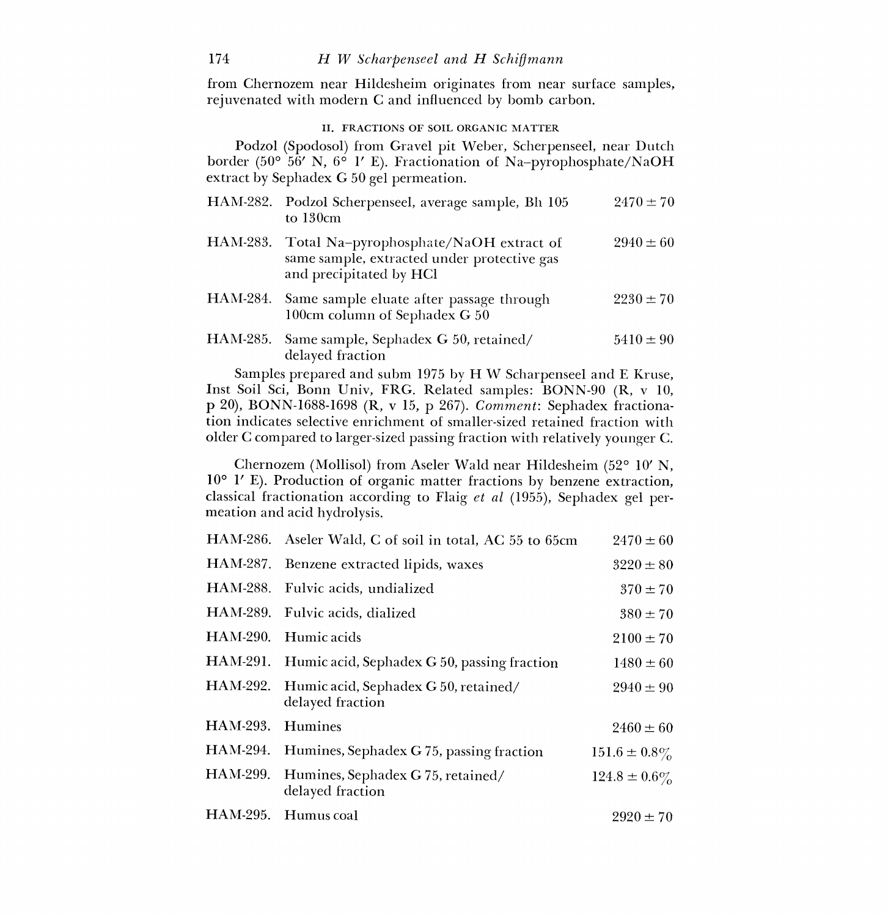from Chernozem near Hildesheim originates from near surface samples, rejuvenated with modern C and influenced by bomb carbon.

## II. Fractions of Soil Organic Matter

Podzol (Spodosol) from Gravel pit Weber, Scherpenseel, near Dutch border (50° 56′ N, 6° 1′ E). Fractionation of Na–pyrophosphate/NaOH extract by Sephadex G 50 gel permeation.

| | | |
|---|---|---|
| HAM-282. | Podzol Scherpenseel, average sample, Bh 105 to 130cm | 2470 ± 70 |
| HAM-283. | Total Na–pyrophosphate/NaOH extract of same sample, extracted under protective gas and precipitated by HCl | 2940 ± 60 |
| HAM-284. | Same sample eluate after passage through 100cm column of Sephadex G 50 | 2230 ± 70 |
| HAM-285. | Same sample, Sephadex G 50, retained/delayed fraction | 5410 ± 90 |

Samples prepared and subm 1975 by H W Scharpenseel and E Kruse, Inst Soil Sci, Bonn Univ, FRG. Related samples: BONN-90 (R, v 10, p 20), BONN-1688-1698 (R, v 15, p 267). *Comment*: Sephadex fractionation indicates selective enrichment of smaller-sized retained fraction with older C compared to larger-sized passing fraction with relatively younger C.

Chernozem (Mollisol) from Aseler Wald near Hildesheim (52° 10′ N, 10° 1′ E). Production of organic matter fractions by benzene extraction, classical fractionation according to Flaig *et al* (1955), Sephadex gel permeation and acid hydrolysis.

| | | |
|---|---|---|
| HAM-286. | Aseler Wald, C of soil in total, AC 55 to 65cm | 2470 ± 60 |
| HAM-287. | Benzene extracted lipids, waxes | 3220 ± 80 |
| HAM-288. | Fulvic acids, undialized | 370 ± 70 |
| HAM-289. | Fulvic acids, dialized | 380 ± 70 |
| HAM-290. | Humic acids | 2100 ± 70 |
| HAM-291. | Humic acid, Sephadex G 50, passing fraction | 1480 ± 60 |
| HAM-292. | Humic acid, Sephadex G 50, retained/delayed fraction | 2940 ± 90 |
| HAM-293. | Humines | 2460 ± 60 |
| HAM-294. | Humines, Sephadex G 75, passing fraction | 151.6 ± 0.8% |
| HAM-299. | Humines, Sephadex G 75, retained/delayed fraction | 124.8 ± 0.6% |
| HAM-295. | Humus coal | 2920 ± 70 |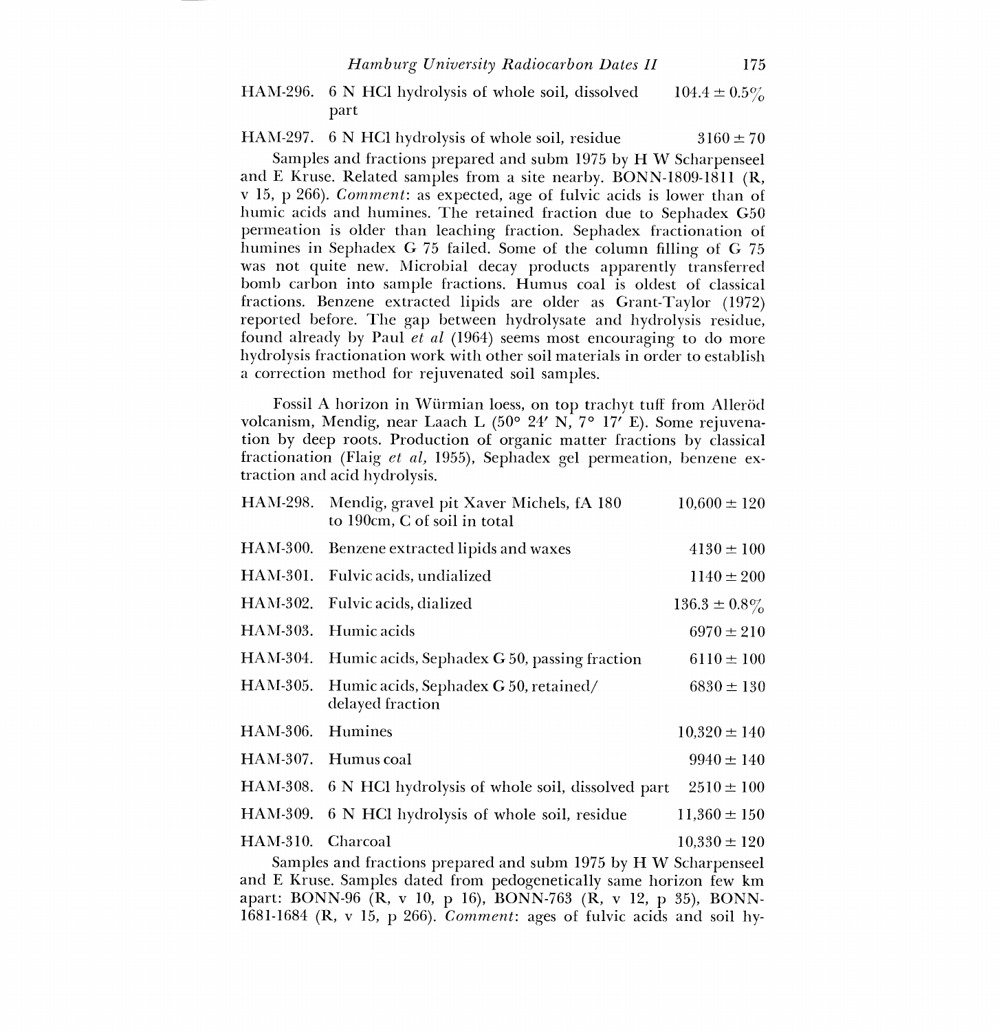HAM-296. 6 N HCl hydrolysis of whole soil, dissolved part — 104.4 ± 0.5%

HAM-297. 6 N HCl hydrolysis of whole soil, residue — 3160 ± 70

Samples and fractions prepared and subm 1975 by H W Scharpenseel and E Kruse. Related samples from a site nearby. BONN-1809-1811 (R, v 15, p 266). *Comment*: as expected, age of fulvic acids is lower than of humic acids and humines. The retained fraction due to Sephadex G50 permeation is older than leaching fraction. Sephadex fractionation of humines in Sephadex G 75 failed. Some of the column filling of G 75 was not quite new. Microbial decay products apparently transferred bomb carbon into sample fractions. Humus coal is oldest of classical fractions. Benzene extracted lipids are older as Grant-Taylor (1972) reported before. The gap between hydrolysate and hydrolysis residue, found already by Paul *et al* (1964) seems most encouraging to do more hydrolysis fractionation work with other soil materials in order to establish a correction method for rejuvenated soil samples.

Fossil A horizon in Würmian loess, on top trachyt tuff from Alleröd volcanism, Mendig, near Laach L (50° 24′ N, 7° 17′ E). Some rejuvenation by deep roots. Production of organic matter fractions by classical fractionation (Flaig *et al*, 1955), Sephadex gel permeation, benzene extraction and acid hydrolysis.

| Sample | Description | Age |
|---|---|---|
| HAM-298. | Mendig, gravel pit Xaver Michels, fA 180 to 190cm, C of soil in total | 10,600 ± 120 |
| HAM-300. | Benzene extracted lipids and waxes | 4130 ± 100 |
| HAM-301. | Fulvic acids, undialized | 1140 ± 200 |
| HAM-302. | Fulvic acids, dialized | 136.3 ± 0.8% |
| HAM-303. | Humic acids | 6970 ± 210 |
| HAM-304. | Humic acids, Sephadex G 50, passing fraction | 6110 ± 100 |
| HAM-305. | Humic acids, Sephadex G 50, retained/delayed fraction | 6830 ± 130 |
| HAM-306. | Humines | 10,320 ± 140 |
| HAM-307. | Humus coal | 9940 ± 140 |
| HAM-308. | 6 N HCl hydrolysis of whole soil, dissolved part | 2510 ± 100 |
| HAM-309. | 6 N HCl hydrolysis of whole soil, residue | 11,360 ± 150 |
| HAM-310. | Charcoal | 10,330 ± 120 |

Samples and fractions prepared and subm 1975 by H W Scharpenseel and E Kruse. Samples dated from pedogenetically same horizon few km apart: BONN-96 (R, v 10, p 16), BONN-763 (R, v 12, p 35), BONN-1681-1684 (R, v 15, p 266). *Comment*: ages of fulvic acids and soil hy-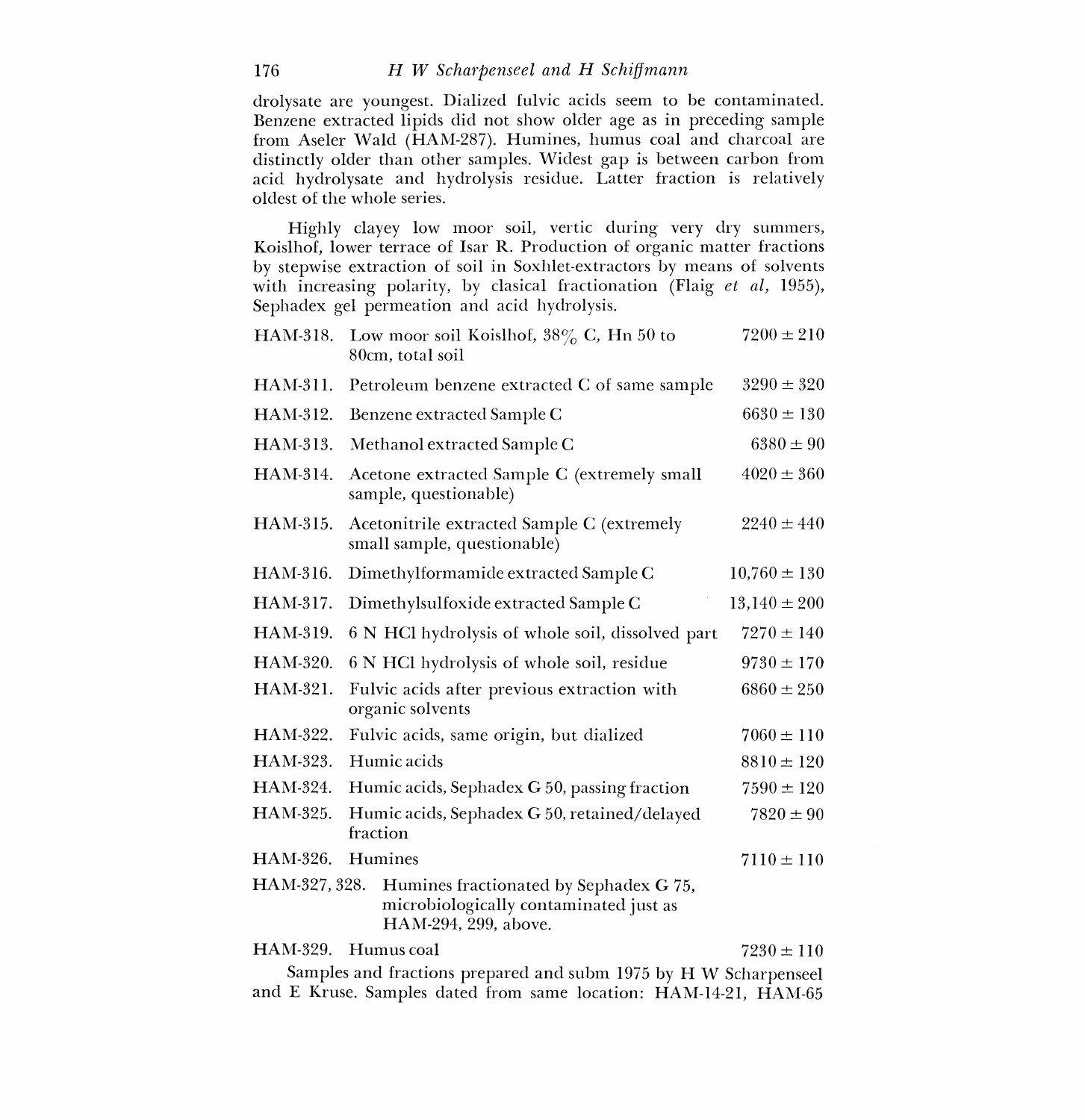drolysate are youngest. Dialized fulvic acids seem to be contaminated. Benzene extracted lipids did not show older age as in preceding sample from Aseler Wald (HAM-287). Humines, humus coal and charcoal are distinctly older than other samples. Widest gap is between carbon from acid hydrolysate and hydrolysis residue. Latter fraction is relatively oldest of the whole series.

Highly clayey low moor soil, vertic during very dry summers, Koislhof, lower terrace of Isar R. Production of organic matter fractions by stepwise extraction of soil in Soxhlet-extractors by means of solvents with increasing polarity, by clasical fractionation (Flaig *et al*, 1955), Sephadex gel permeation and acid hydrolysis.

| | | |
|---|---|---|
| HAM-318. | Low moor soil Koislhof, 38% C, Hn 50 to 80cm, total soil | 7200 ± 210 |
| HAM-311. | Petroleum benzene extracted C of same sample | 3290 ± 320 |
| HAM-312. | Benzene extracted Sample C | 6630 ± 130 |
| HAM-313. | Methanol extracted Sample C | 6380 ± 90 |
| HAM-314. | Acetone extracted Sample C (extremely small sample, questionable) | 4020 ± 360 |
| HAM-315. | Acetonitrile extracted Sample C (extremely small sample, questionable) | 2240 ± 440 |
| HAM-316. | Dimethylformamide extracted Sample C | 10,760 ± 130 |
| HAM-317. | Dimethylsulfoxide extracted Sample C | 13,140 ± 200 |
| HAM-319. | 6 N HCl hydrolysis of whole soil, dissolved part | 7270 ± 140 |
| HAM-320. | 6 N HCl hydrolysis of whole soil, residue | 9730 ± 170 |
| HAM-321. | Fulvic acids after previous extraction with organic solvents | 6860 ± 250 |
| HAM-322. | Fulvic acids, same origin, but dialized | 7060 ± 110 |
| HAM-323. | Humic acids | 8810 ± 120 |
| HAM-324. | Humic acids, Sephadex G 50, passing fraction | 7590 ± 120 |
| HAM-325. | Humic acids, Sephadex G 50, retained/delayed fraction | 7820 ± 90 |
| HAM-326. | Humines | 7110 ± 110 |
| HAM-327, 328. | Humines fractionated by Sephadex G 75, microbiologically contaminated just as HAM-294, 299, above. | |
| HAM-329. | Humus coal | 7230 ± 110 |

Samples and fractions prepared and subm 1975 by H W Scharpenseel and E Kruse. Samples dated from same location: HAM-14-21, HAM-65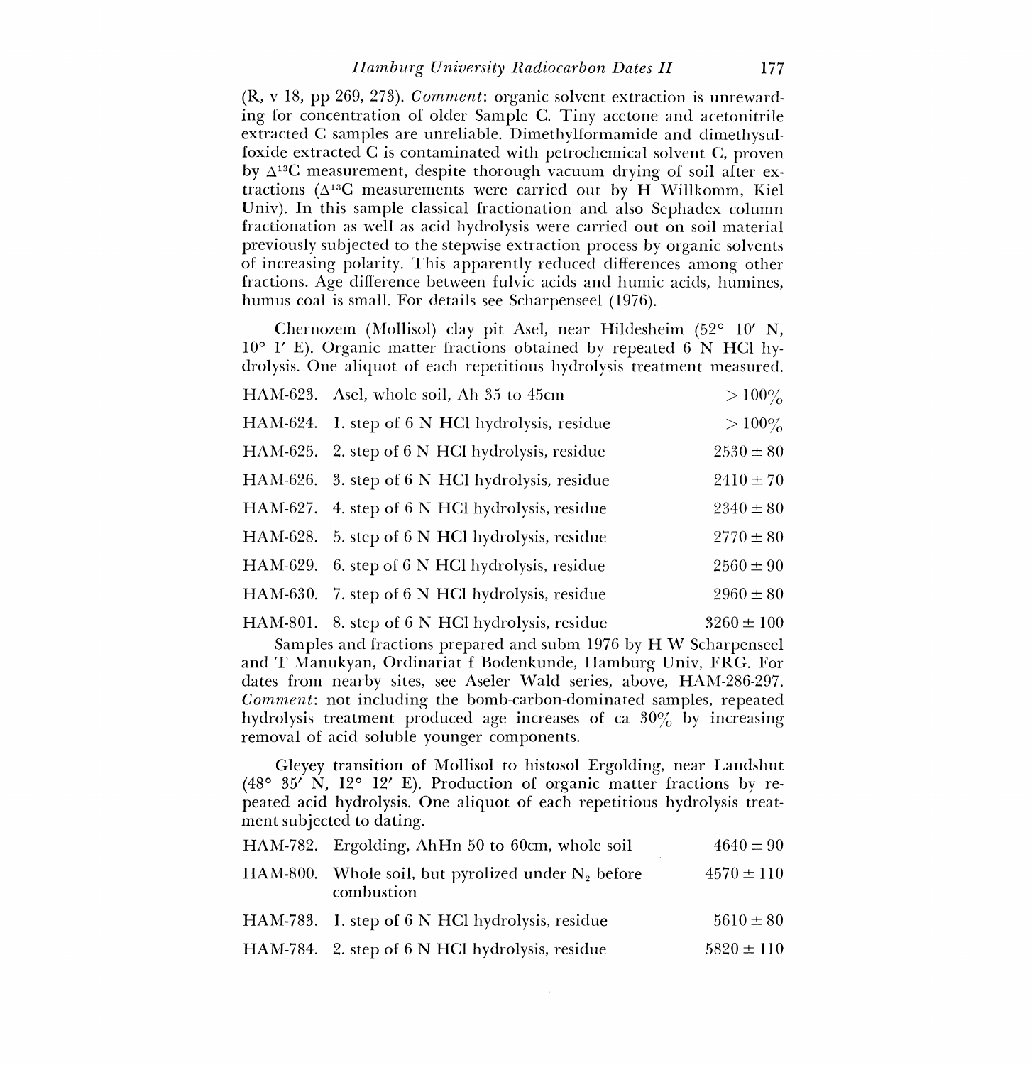(R, v 18, pp 269, 273). *Comment*: organic solvent extraction is unrewarding for concentration of older Sample C. Tiny acetone and acetonitrile extracted C samples are unreliable. Dimethylformamide and dimethysulfoxide extracted C is contaminated with petrochemical solvent C, proven by $\Delta^{13}C$ measurement, despite thorough vacuum drying of soil after extractions ($\Delta^{13}C$ measurements were carried out by H Willkomm, Kiel Univ). In this sample classical fractionation and also Sephadex column fractionation as well as acid hydrolysis were carried out on soil material previously subjected to the stepwise extraction process by organic solvents of increasing polarity. This apparently reduced differences among other fractions. Age difference between fulvic acids and humic acids, humines, humus coal is small. For details see Scharpenseel (1976).

Chernozem (Mollisol) clay pit Asel, near Hildesheim (52° 10′ N, 10° 1′ E). Organic matter fractions obtained by repeated 6 N HCl hydrolysis. One aliquot of each repetitious hydrolysis treatment measured.

| | | |
|---|---|---|
| HAM-623. | Asel, whole soil, Ah 35 to 45cm | > 100% |
| HAM-624. | 1. step of 6 N HCl hydrolysis, residue | > 100% |
| HAM-625. | 2. step of 6 N HCl hydrolysis, residue | 2530 ± 80 |
| HAM-626. | 3. step of 6 N HCl hydrolysis, residue | 2410 ± 70 |
| HAM-627. | 4. step of 6 N HCl hydrolysis, residue | 2340 ± 80 |
| HAM-628. | 5. step of 6 N HCl hydrolysis, residue | 2770 ± 80 |
| HAM-629. | 6. step of 6 N HCl hydrolysis, residue | 2560 ± 90 |
| HAM-630. | 7. step of 6 N HCl hydrolysis, residue | 2960 ± 80 |
| HAM-801. | 8. step of 6 N HCl hydrolysis, residue | 3260 ± 100 |

Samples and fractions prepared and subm 1976 by H W Scharpenseel and T Manukyan, Ordinariat f Bodenkunde, Hamburg Univ, FRG. For dates from nearby sites, see Aseler Wald series, above, HAM-286-297. *Comment*: not including the bomb-carbon-dominated samples, repeated hydrolysis treatment produced age increases of ca 30% by increasing removal of acid soluble younger components.

Gleyey transition of Mollisol to histosol Ergolding, near Landshut (48° 35′ N, 12° 12′ E). Production of organic matter fractions by repeated acid hydrolysis. One aliquot of each repetitious hydrolysis treatment subjected to dating.

| | | |
|---|---|---|
| HAM-782. | Ergolding, AhHn 50 to 60cm, whole soil | 4640 ± 90 |
| HAM-800. | Whole soil, but pyrolized under $N_2$ before combustion | 4570 ± 110 |
| HAM-783. | 1. step of 6 N HCl hydrolysis, residue | 5610 ± 80 |
| HAM-784. | 2. step of 6 N HCl hydrolysis, residue | 5820 ± 110 |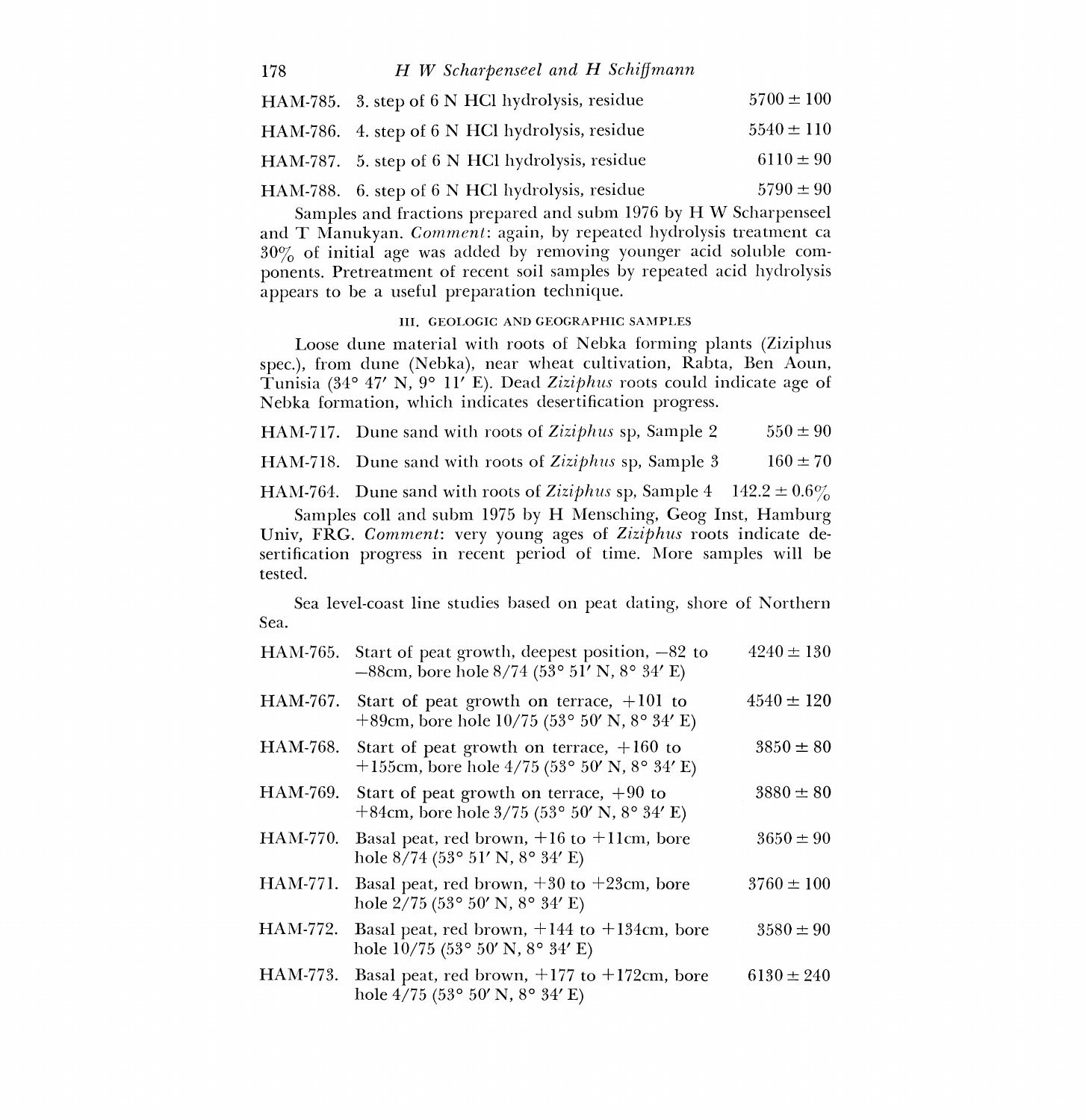HAM-785. 3. step of 6 N HCl hydrolysis, residue 5700 ± 100

HAM-786. 4. step of 6 N HCl hydrolysis, residue 5540 ± 110

HAM-787. 5. step of 6 N HCl hydrolysis, residue 6110 ± 90

HAM-788. 6. step of 6 N HCl hydrolysis, residue 5790 ± 90

Samples and fractions prepared and subm 1976 by H W Scharpenseel and T Manukyan. *Comment*: again, by repeated hydrolysis treatment ca 30% of initial age was added by removing younger acid soluble components. Pretreatment of recent soil samples by repeated acid hydrolysis appears to be a useful preparation technique.

### III. GEOLOGIC AND GEOGRAPHIC SAMPLES

Loose dune material with roots of Nebka forming plants (Ziziphus spec.), from dune (Nebka), near wheat cultivation, Rabta, Ben Aoun, Tunisia (34° 47′ N, 9° 11′ E). Dead *Ziziphus* roots could indicate age of Nebka formation, which indicates desertification progress.

HAM-717. Dune sand with roots of *Ziziphus* sp, Sample 2 550 ± 90

HAM-718. Dune sand with roots of *Ziziphus* sp, Sample 3 160 ± 70

HAM-764. Dune sand with roots of *Ziziphus* sp, Sample 4 142.2 ± 0.6%

Samples coll and subm 1975 by H Mensching, Geog Inst, Hamburg Univ, FRG. *Comment*: very young ages of *Ziziphus* roots indicate desertification progress in recent period of time. More samples will be tested.

Sea level-coast line studies based on peat dating, shore of Northern Sea.

HAM-765. Start of peat growth, deepest position, −82 to −88cm, bore hole 8/74 (53° 51′ N, 8° 34′ E) 4240 ± 130

HAM-767. Start of peat growth on terrace, +101 to +89cm, bore hole 10/75 (53° 50′ N, 8° 34′ E) 4540 ± 120

HAM-768. Start of peat growth on terrace, +160 to +155cm, bore hole 4/75 (53° 50′ N, 8° 34′ E) 3850 ± 80

HAM-769. Start of peat growth on terrace, +90 to +84cm, bore hole 3/75 (53° 50′ N, 8° 34′ E) 3880 ± 80

HAM-770. Basal peat, red brown, +16 to +11cm, bore hole 8/74 (53° 51′ N, 8° 34′ E) 3650 ± 90

HAM-771. Basal peat, red brown, +30 to +23cm, bore hole 2/75 (53° 50′ N, 8° 34′ E) 3760 ± 100

HAM-772. Basal peat, red brown, +144 to +134cm, bore hole 10/75 (53° 50′ N, 8° 34′ E) 3580 ± 90

HAM-773. Basal peat, red brown, +177 to +172cm, bore hole 4/75 (53° 50′ N, 8° 34′ E) 6130 ± 240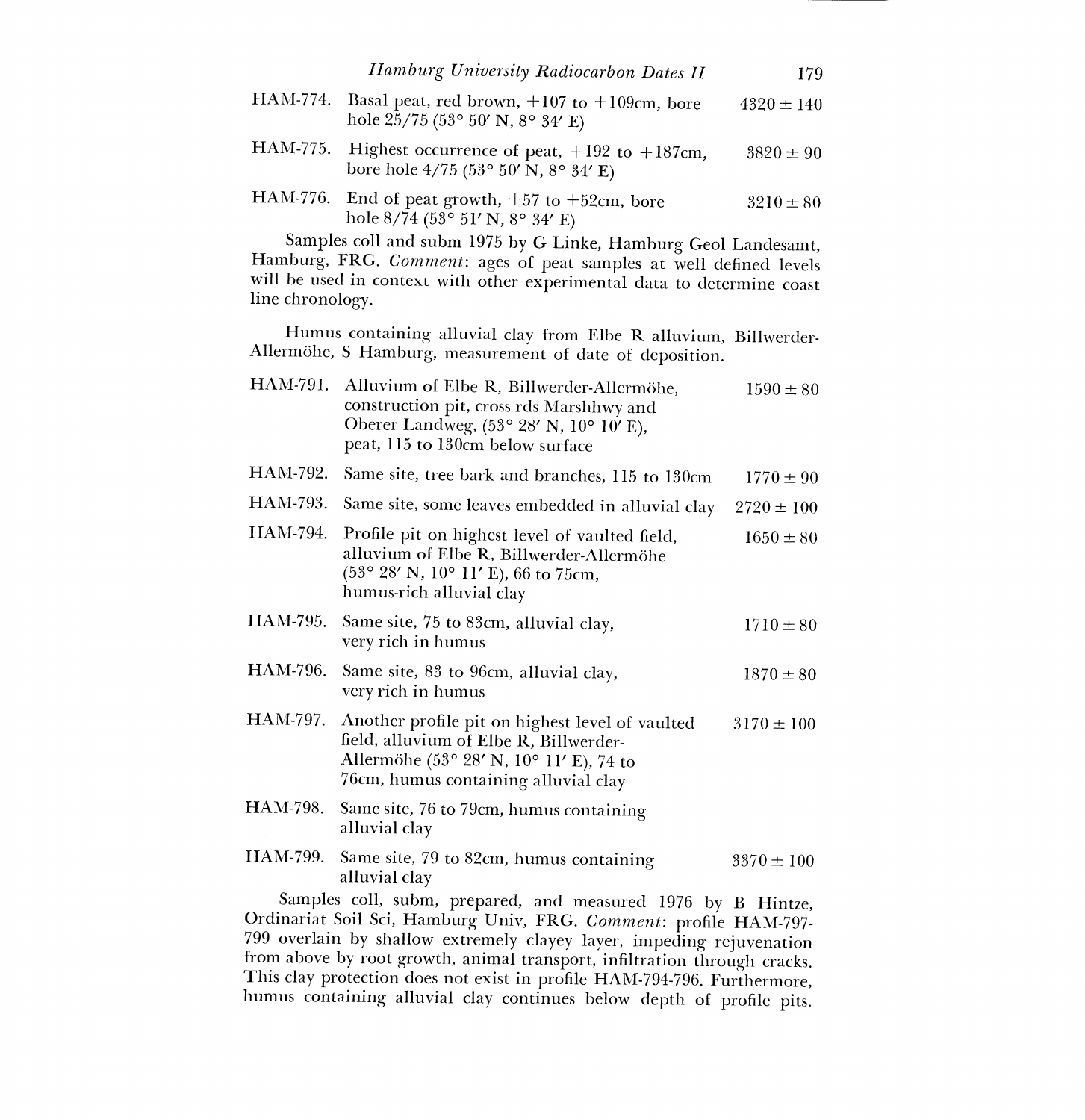HAM-774. Basal peat, red brown, +107 to +109cm, bore hole 25/75 (53° 50′ N, 8° 34′ E) — 4320 ± 140

HAM-775. Highest occurrence of peat, +192 to +187cm, bore hole 4/75 (53° 50′ N, 8° 34′ E) — 3820 ± 90

HAM-776. End of peat growth, +57 to +52cm, bore hole 8/74 (53° 51′ N, 8° 34′ E) — 3210 ± 80

Samples coll and subm 1975 by G Linke, Hamburg Geol Landesamt, Hamburg, FRG. *Comment*: ages of peat samples at well defined levels will be used in context with other experimental data to determine coast line chronology.

Humus containing alluvial clay from Elbe R alluvium, Billwerder-Allermöhe, S Hamburg, measurement of date of deposition.

HAM-791. Alluvium of Elbe R, Billwerder-Allermöhe, construction pit, cross rds Marshhwy and Oberer Landweg, (53° 28′ N, 10° 10′ E), peat, 115 to 130cm below surface — 1590 ± 80

HAM-792. Same site, tree bark and branches, 115 to 130cm — 1770 ± 90

HAM-793. Same site, some leaves embedded in alluvial clay — 2720 ± 100

HAM-794. Profile pit on highest level of vaulted field, alluvium of Elbe R, Billwerder-Allermöhe (53° 28′ N, 10° 11′ E), 66 to 75cm, humus-rich alluvial clay — 1650 ± 80

HAM-795. Same site, 75 to 83cm, alluvial clay, very rich in humus — 1710 ± 80

HAM-796. Same site, 83 to 96cm, alluvial clay, very rich in humus — 1870 ± 80

HAM-797. Another profile pit on highest level of vaulted field, alluvium of Elbe R, Billwerder-Allermöhe (53° 28′ N, 10° 11′ E), 74 to 76cm, humus containing alluvial clay — 3170 ± 100

HAM-798. Same site, 76 to 79cm, humus containing alluvial clay

HAM-799. Same site, 79 to 82cm, humus containing alluvial clay — 3370 ± 100

Samples coll, subm, prepared, and measured 1976 by B Hintze, Ordinariat Soil Sci, Hamburg Univ, FRG. *Comment*: profile HAM-797-799 overlain by shallow extremely clayey layer, impeding rejuvenation from above by root growth, animal transport, infiltration through cracks. This clay protection does not exist in profile HAM-794-796. Furthermore, humus containing alluvial clay continues below depth of profile pits.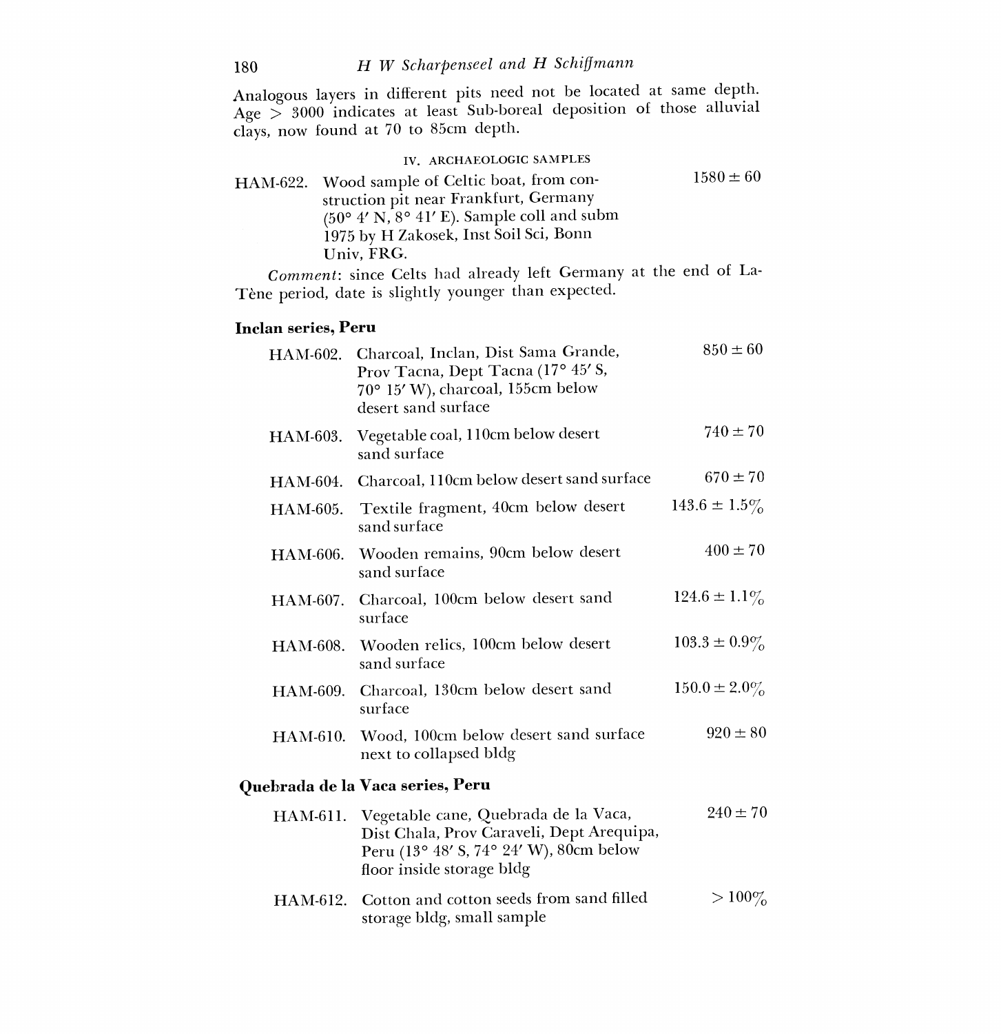Analogous layers in different pits need not be located at same depth. Age > 3000 indicates at least Sub-boreal deposition of those alluvial clays, now found at 70 to 85cm depth.

### IV. ARCHAEOLOGIC SAMPLES

**HAM-622.** Wood sample of Celtic boat, from construction pit near Frankfurt, Germany (50° 4′ N, 8° 41′ E). Sample coll and subm 1975 by H Zakosek, Inst Soil Sci, Bonn Univ, FRG. — **1580 ± 60**

*Comment*: since Celts had already left Germany at the end of La-Tène period, date is slightly younger than expected.

### Inclan series, Peru

**HAM-602.** Charcoal, Inclan, Dist Sama Grande, Prov Tacna, Dept Tacna (17° 45′ S, 70° 15′ W), charcoal, 155cm below desert sand surface — **850 ± 60**

**HAM-603.** Vegetable coal, 110cm below desert sand surface — **740 ± 70**

**HAM-604.** Charcoal, 110cm below desert sand surface — **670 ± 70**

**HAM-605.** Textile fragment, 40cm below desert sand surface — **143.6 ± 1.5%**

**HAM-606.** Wooden remains, 90cm below desert sand surface — **400 ± 70**

**HAM-607.** Charcoal, 100cm below desert sand surface — **124.6 ± 1.1%**

**HAM-608.** Wooden relics, 100cm below desert sand surface — **103.3 ± 0.9%**

**HAM-609.** Charcoal, 130cm below desert sand surface — **150.0 ± 2.0%**

**HAM-610.** Wood, 100cm below desert sand surface next to collapsed bldg — **920 ± 80**

### Quebrada de la Vaca series, Peru

**HAM-611.** Vegetable cane, Quebrada de la Vaca, Dist Chala, Prov Caraveli, Dept Arequipa, Peru (13° 48′ S, 74° 24′ W), 80cm below floor inside storage bldg — **240 ± 70**

**HAM-612.** Cotton and cotton seeds from sand filled storage bldg, small sample — **> 100%**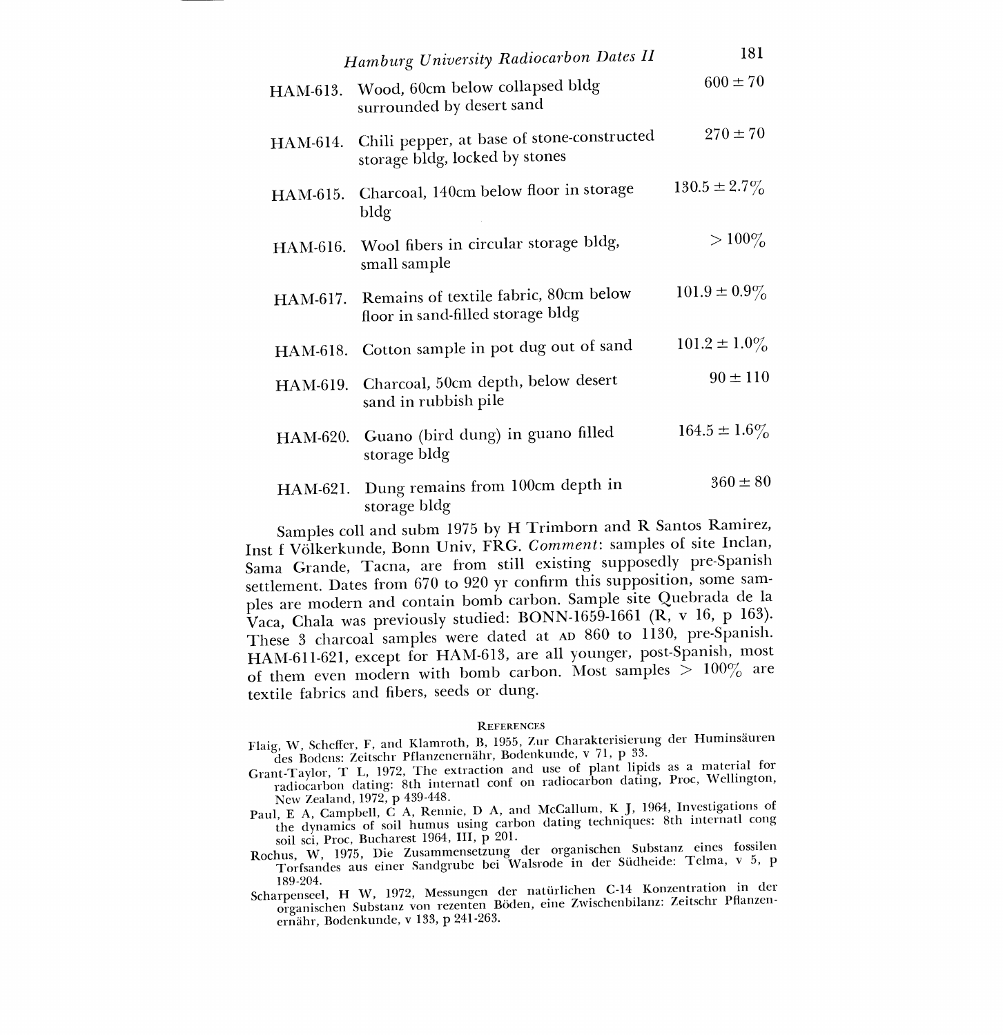| | | |
|---|---|---|
| HAM-613. | Wood, 60cm below collapsed bldg surrounded by desert sand | 600 ± 70 |
| HAM-614. | Chili pepper, at base of stone-constructed storage bldg, locked by stones | 270 ± 70 |
| HAM-615. | Charcoal, 140cm below floor in storage bldg | 130.5 ± 2.7% |
| HAM-616. | Wool fibers in circular storage bldg, small sample | > 100% |
| HAM-617. | Remains of textile fabric, 80cm below floor in sand-filled storage bldg | 101.9 ± 0.9% |
| HAM-618. | Cotton sample in pot dug out of sand | 101.2 ± 1.0% |
| HAM-619. | Charcoal, 50cm depth, below desert sand in rubbish pile | 90 ± 110 |
| HAM-620. | Guano (bird dung) in guano filled storage bldg | 164.5 ± 1.6% |
| HAM-621. | Dung remains from 100cm depth in storage bldg | 360 ± 80 |

Samples coll and subm 1975 by H Trimborn and R Santos Ramirez, Inst f Völkerkunde, Bonn Univ, FRG. *Comment*: samples of site Inclan, Sama Grande, Tacna, are from still existing supposedly pre-Spanish settlement. Dates from 670 to 920 yr confirm this supposition, some samples are modern and contain bomb carbon. Sample site Quebrada de la Vaca, Chala was previously studied: BONN-1659-1661 (R, v 16, p 163). These 3 charcoal samples were dated at AD 860 to 1130, pre-Spanish. HAM-611-621, except for HAM-613, are all younger, post-Spanish, most of them even modern with bomb carbon. Most samples > 100% are textile fabrics and fibers, seeds or dung.

### References

Flaig, W, Scheffer, F, and Klamroth, B, 1955, Zur Charakterisierung der Huminsäuren des Bodens: Zeitschr Pflanzenernähr, Bodenkunde, v 71, p 33.

Grant-Taylor, T L, 1972, The extraction and use of plant lipids as a material for radiocarbon dating: 8th internatl conf on radiocarbon dating, Proc, Wellington, New Zealand, 1972, p 439-448.

Paul, E A, Campbell, C A, Rennie, D A, and McCallum, K J, 1964, Investigations of the dynamics of soil humus using carbon dating techniques: 8th internatl cong soil sci, Proc, Bucharest 1964, III, p 201.

Rochus, W, 1975, Die Zusammensetzung der organischen Substanz eines fossilen Torfsandes aus einer Sandgrube bei Walsrode in der Südheide: Telma, v 5, p 189-204.

Scharpenseel, H W, 1972, Messungen der natürlichen C-14 Konzentration in der organischen Substanz von rezenten Böden, eine Zwischenbilanz: Zeitschr Pflanzenernähr, Bodenkunde, v 133, p 241-263.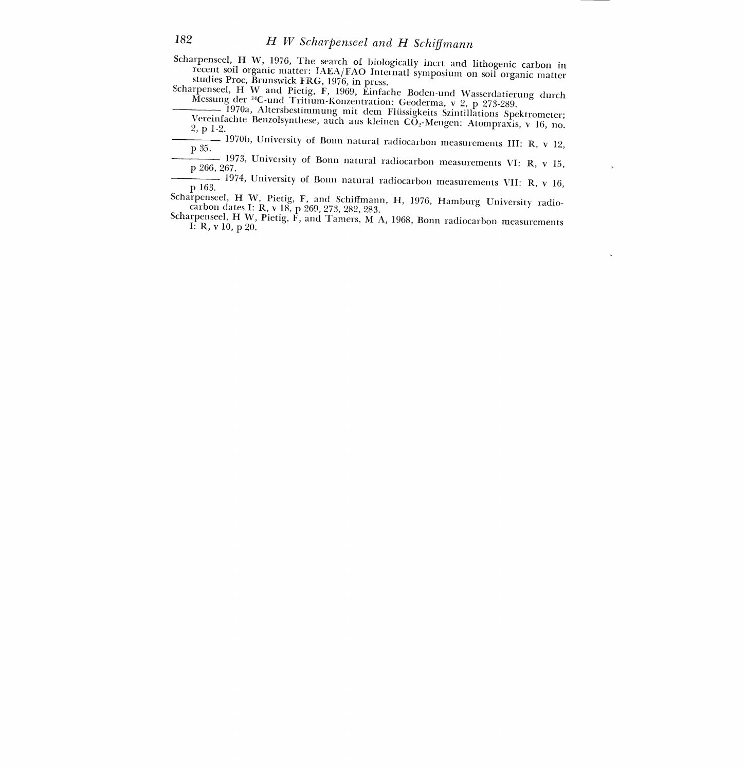Scharpenseel, H W, 1976, The search of biologically inert and lithogenic carbon in recent soil organic matter: IAEA/FAO Internatl symposium on soil organic matter studies Proc, Brunswick FRG, 1976, in press.

Scharpenseel, H W and Pietig, F, 1969, Einfache Boden-und Wasserdatierung durch Messung der $^{14}C$-und Tritium-Konzentration: Geoderma, v 2, p 273-289.

———— 1970a, Altersbestimmung mit dem Flüssigkeits Szintillations Spektrometer; Vereinfachte Benzolsynthese, auch aus kleinen $CO_2$-Mengen: Atompraxis, v 16, no. 2, p 1-2.

———— 1970b, University of Bonn natural radiocarbon measurements III: R, v 12, p 35.

———— 1973, University of Bonn natural radiocarbon measurements VI: R, v 15, p 266, 267.

———— 1974, University of Bonn natural radiocarbon measurements VII: R, v 16, p 163.

Scharpenseel, H W, Pietig, F, and Schiffmann, H, 1976, Hamburg University radiocarbon dates I: R, v 18, p 269, 273, 282, 283.

Scharpenseel, H W, Pietig, F, and Tamers, M A, 1968, Bonn radiocarbon measurements I: R, v 10, p 20.